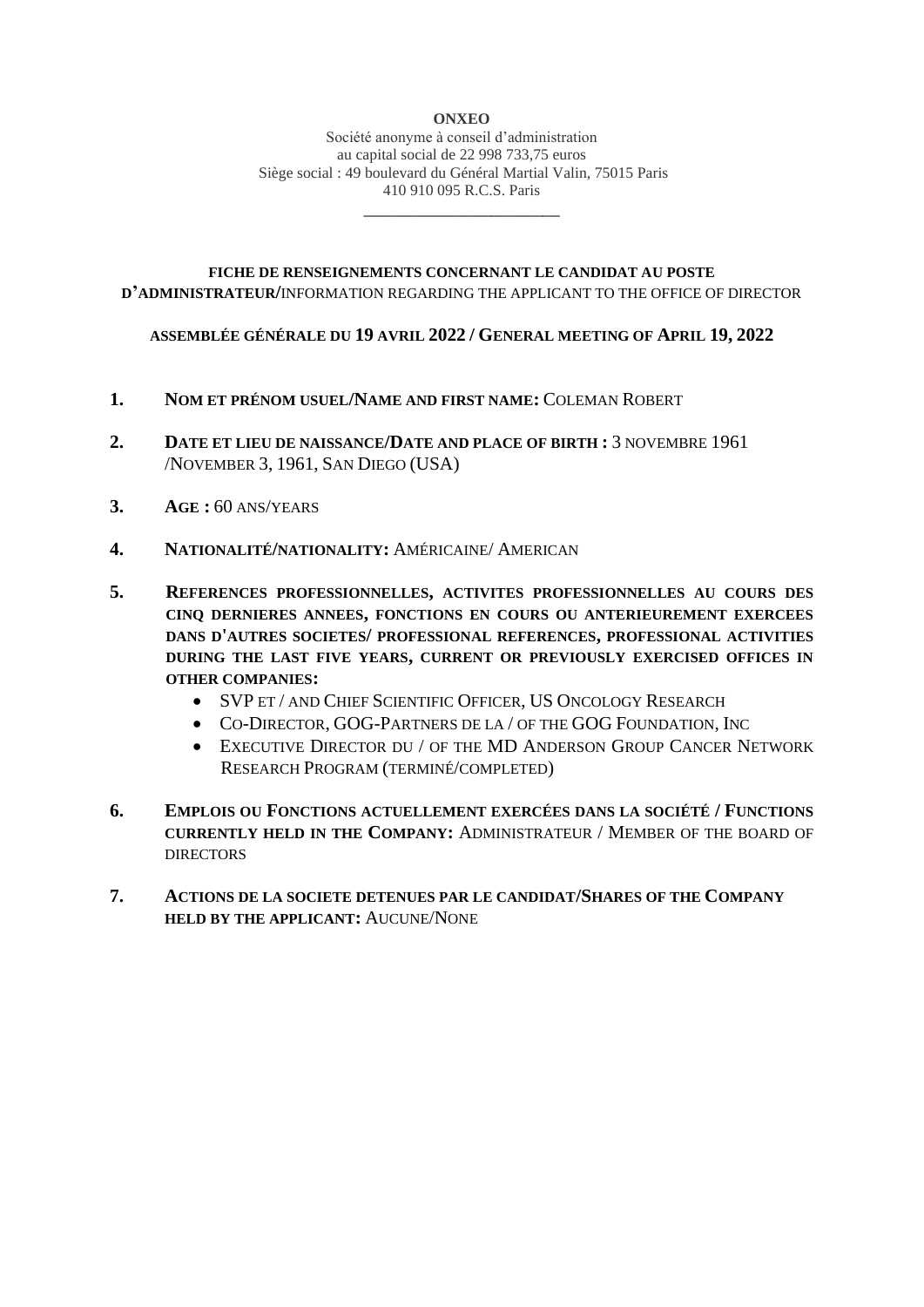**ONXEO**

Société anonyme à conseil d'administration
au capital social de 22 998 733,75 euros
Siège social : 49 boulevard du Général Martial Valin, 75015 Paris
410 910 095 R.C.S. Paris

---

**FICHE DE RENSEIGNEMENTS CONCERNANT LE CANDIDAT AU POSTE D'ADMINISTRATEUR/**INFORMATION REGARDING THE APPLICANT TO THE OFFICE OF DIRECTOR

**ASSEMBLÉE GÉNÉRALE DU 19 AVRIL 2022 / GENERAL MEETING OF APRIL 19, 2022**

1. **NOM ET PRÉNOM USUEL/NAME AND FIRST NAME:** COLEMAN ROBERT

2. **DATE ET LIEU DE NAISSANCE/DATE AND PLACE OF BIRTH :** 3 NOVEMBRE 1961 /NOVEMBER 3, 1961, SAN DIEGO (USA)

3. **AGE :** 60 ANS/YEARS

4. **NATIONALITÉ/NATIONALITY:** AMÉRICAINE/ AMERICAN

5. **REFERENCES PROFESSIONNELLES, ACTIVITES PROFESSIONNELLES AU COURS DES CINQ DERNIERES ANNEES, FONCTIONS EN COURS OU ANTERIEUREMENT EXERCEES DANS D'AUTRES SOCIETES/ PROFESSIONAL REFERENCES, PROFESSIONAL ACTIVITIES DURING THE LAST FIVE YEARS, CURRENT OR PREVIOUSLY EXERCISED OFFICES IN OTHER COMPANIES:**
   - SVP ET / AND CHIEF SCIENTIFIC OFFICER, US ONCOLOGY RESEARCH
   - CO-DIRECTOR, GOG-PARTNERS DE LA / OF THE GOG FOUNDATION, INC
   - EXECUTIVE DIRECTOR DU / OF THE MD ANDERSON GROUP CANCER NETWORK RESEARCH PROGRAM (TERMINÉ/COMPLETED)

6. **EMPLOIS OU FONCTIONS ACTUELLEMENT EXERCÉES DANS LA SOCIÉTÉ / FUNCTIONS CURRENTLY HELD IN THE COMPANY:** ADMINISTRATEUR / MEMBER OF THE BOARD OF DIRECTORS

7. **ACTIONS DE LA SOCIETE DETENUES PAR LE CANDIDAT/SHARES OF THE COMPANY HELD BY THE APPLICANT:** AUCUNE/NONE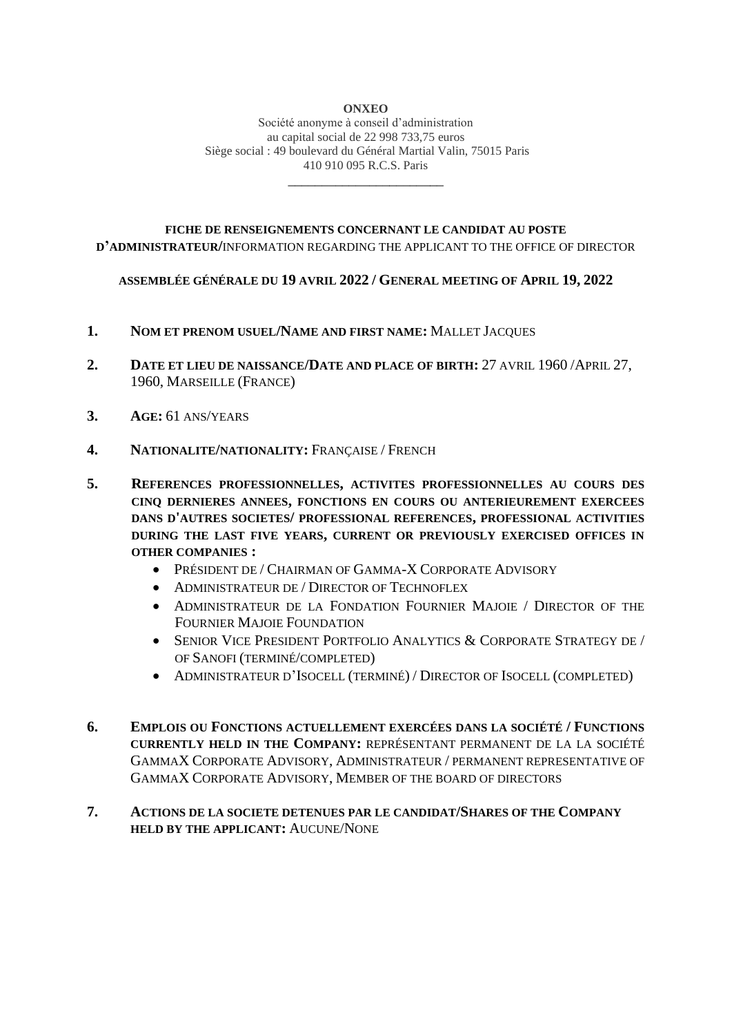**ONXEO**

Société anonyme à conseil d'administration
au capital social de 22 998 733,75 euros
Siège social : 49 boulevard du Général Martial Valin, 75015 Paris
410 910 095 R.C.S. Paris

---

**FICHE DE RENSEIGNEMENTS CONCERNANT LE CANDIDAT AU POSTE D'ADMINISTRATEUR/**INFORMATION REGARDING THE APPLICANT TO THE OFFICE OF DIRECTOR

**ASSEMBLÉE GÉNÉRALE DU 19 AVRIL 2022 / GENERAL MEETING OF APRIL 19, 2022**

1. **NOM ET PRENOM USUEL/NAME AND FIRST NAME:** MALLET JACQUES

2. **DATE ET LIEU DE NAISSANCE/DATE AND PLACE OF BIRTH:** 27 AVRIL 1960 /APRIL 27, 1960, MARSEILLE (FRANCE)

3. **AGE:** 61 ANS/YEARS

4. **NATIONALITE/NATIONALITY:** FRANÇAISE / FRENCH

5. **REFERENCES PROFESSIONNELLES, ACTIVITES PROFESSIONNELLES AU COURS DES CINQ DERNIERES ANNEES, FONCTIONS EN COURS OU ANTERIEUREMENT EXERCEES DANS D'AUTRES SOCIETES/ PROFESSIONAL REFERENCES, PROFESSIONAL ACTIVITIES DURING THE LAST FIVE YEARS, CURRENT OR PREVIOUSLY EXERCISED OFFICES IN OTHER COMPANIES :**
   - PRÉSIDENT DE / CHAIRMAN OF GAMMA-X CORPORATE ADVISORY
   - ADMINISTRATEUR DE / DIRECTOR OF TECHNOFLEX
   - ADMINISTRATEUR DE LA FONDATION FOURNIER MAJOIE / DIRECTOR OF THE FOURNIER MAJOIE FOUNDATION
   - SENIOR VICE PRESIDENT PORTFOLIO ANALYTICS & CORPORATE STRATEGY DE / OF SANOFI (TERMINÉ/COMPLETED)
   - ADMINISTRATEUR D'ISOCELL (TERMINÉ) / DIRECTOR OF ISOCELL (COMPLETED)

6. **EMPLOIS OU FONCTIONS ACTUELLEMENT EXERCÉES DANS LA SOCIÉTÉ / FUNCTIONS CURRENTLY HELD IN THE COMPANY:** REPRÉSENTANT PERMANENT DE LA LA SOCIÉTÉ GAMMAX CORPORATE ADVISORY, ADMINISTRATEUR / PERMANENT REPRESENTATIVE OF GAMMAX CORPORATE ADVISORY, MEMBER OF THE BOARD OF DIRECTORS

7. **ACTIONS DE LA SOCIETE DETENUES PAR LE CANDIDAT/SHARES OF THE COMPANY HELD BY THE APPLICANT:** AUCUNE/NONE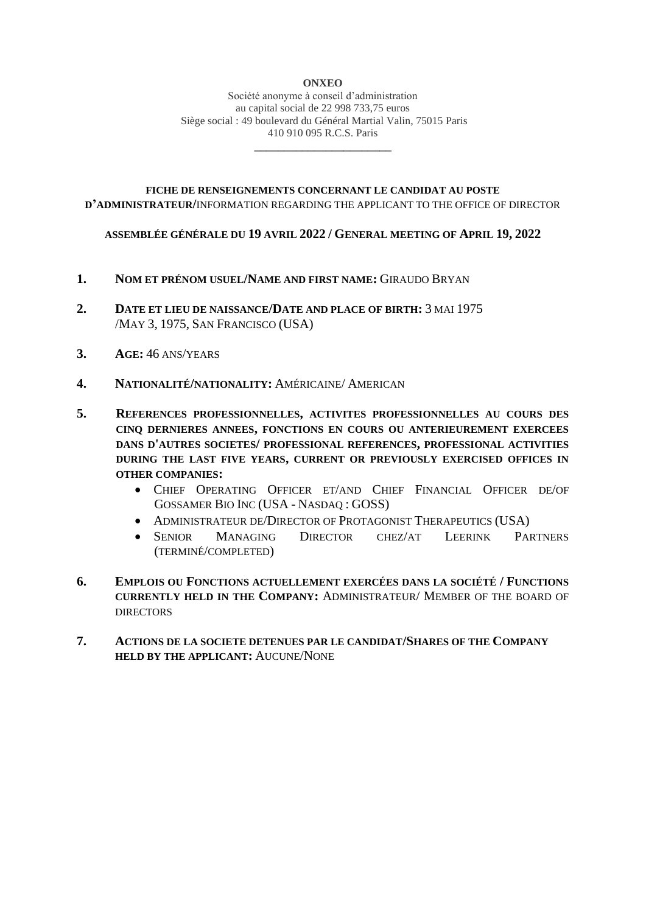**ONXEO**

Société anonyme à conseil d'administration
au capital social de 22 998 733,75 euros
Siège social : 49 boulevard du Général Martial Valin, 75015 Paris
410 910 095 R.C.S. Paris

---

**FICHE DE RENSEIGNEMENTS CONCERNANT LE CANDIDAT AU POSTE D'ADMINISTRATEUR/**INFORMATION REGARDING THE APPLICANT TO THE OFFICE OF DIRECTOR

**ASSEMBLÉE GÉNÉRALE DU 19 AVRIL 2022 / GENERAL MEETING OF APRIL 19, 2022**

1. **NOM ET PRÉNOM USUEL/NAME AND FIRST NAME:** GIRAUDO BRYAN

2. **DATE ET LIEU DE NAISSANCE/DATE AND PLACE OF BIRTH:** 3 MAI 1975 /MAY 3, 1975, SAN FRANCISCO (USA)

3. **AGE:** 46 ANS/YEARS

4. **NATIONALITÉ/NATIONALITY:** AMÉRICAINE/ AMERICAN

5. **REFERENCES PROFESSIONNELLES, ACTIVITES PROFESSIONNELLES AU COURS DES CINQ DERNIERES ANNEES, FONCTIONS EN COURS OU ANTERIEUREMENT EXERCEES DANS D'AUTRES SOCIETES/ PROFESSIONAL REFERENCES, PROFESSIONAL ACTIVITIES DURING THE LAST FIVE YEARS, CURRENT OR PREVIOUSLY EXERCISED OFFICES IN OTHER COMPANIES:**
   - CHIEF OPERATING OFFICER ET/AND CHIEF FINANCIAL OFFICER DE/OF GOSSAMER BIO INC (USA - NASDAQ : GOSS)
   - ADMINISTRATEUR DE/DIRECTOR OF PROTAGONIST THERAPEUTICS (USA)
   - SENIOR MANAGING DIRECTOR CHEZ/AT LEERINK PARTNERS (TERMINÉ/COMPLETED)

6. **EMPLOIS OU FONCTIONS ACTUELLEMENT EXERCÉES DANS LA SOCIÉTÉ / FUNCTIONS CURRENTLY HELD IN THE COMPANY:** ADMINISTRATEUR/ MEMBER OF THE BOARD OF DIRECTORS

7. **ACTIONS DE LA SOCIETE DETENUES PAR LE CANDIDAT/SHARES OF THE COMPANY HELD BY THE APPLICANT:** AUCUNE/NONE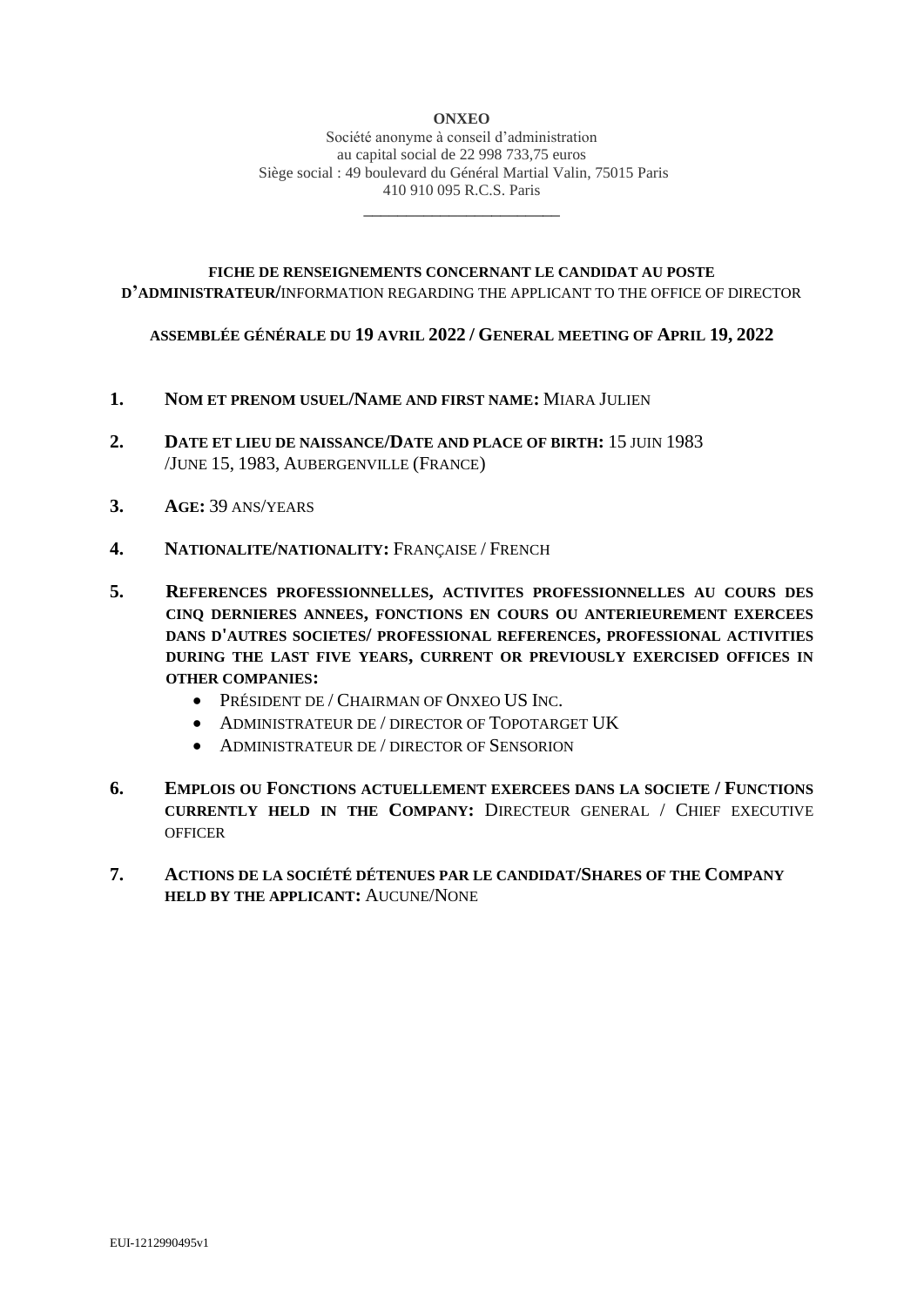**ONXEO**

Société anonyme à conseil d'administration
au capital social de 22 998 733,75 euros
Siège social : 49 boulevard du Général Martial Valin, 75015 Paris
410 910 095 R.C.S. Paris

---

**FICHE DE RENSEIGNEMENTS CONCERNANT LE CANDIDAT AU POSTE D'ADMINISTRATEUR/**INFORMATION REGARDING THE APPLICANT TO THE OFFICE OF DIRECTOR

**ASSEMBLÉE GÉNÉRALE DU 19 AVRIL 2022 / GENERAL MEETING OF APRIL 19, 2022**

1. **NOM ET PRENOM USUEL/NAME AND FIRST NAME:** MIARA JULIEN

2. **DATE ET LIEU DE NAISSANCE/DATE AND PLACE OF BIRTH:** 15 JUIN 1983 /JUNE 15, 1983, AUBERGENVILLE (FRANCE)

3. **AGE:** 39 ANS/YEARS

4. **NATIONALITE/NATIONALITY:** FRANÇAISE / FRENCH

5. **REFERENCES PROFESSIONNELLES, ACTIVITES PROFESSIONNELLES AU COURS DES CINQ DERNIERES ANNEES, FONCTIONS EN COURS OU ANTERIEUREMENT EXERCEES DANS D'AUTRES SOCIETES/ PROFESSIONAL REFERENCES, PROFESSIONAL ACTIVITIES DURING THE LAST FIVE YEARS, CURRENT OR PREVIOUSLY EXERCISED OFFICES IN OTHER COMPANIES:**
   - PRÉSIDENT DE / CHAIRMAN OF ONXEO US INC.
   - ADMINISTRATEUR DE / DIRECTOR OF TOPOTARGET UK
   - ADMINISTRATEUR DE / DIRECTOR OF SENSORION

6. **EMPLOIS OU FONCTIONS ACTUELLEMENT EXERCEES DANS LA SOCIETE / FUNCTIONS CURRENTLY HELD IN THE COMPANY:** DIRECTEUR GENERAL / CHIEF EXECUTIVE OFFICER

7. **ACTIONS DE LA SOCIÉTÉ DÉTENUES PAR LE CANDIDAT/SHARES OF THE COMPANY HELD BY THE APPLICANT:** AUCUNE/NONE

EUI-1212990495v1